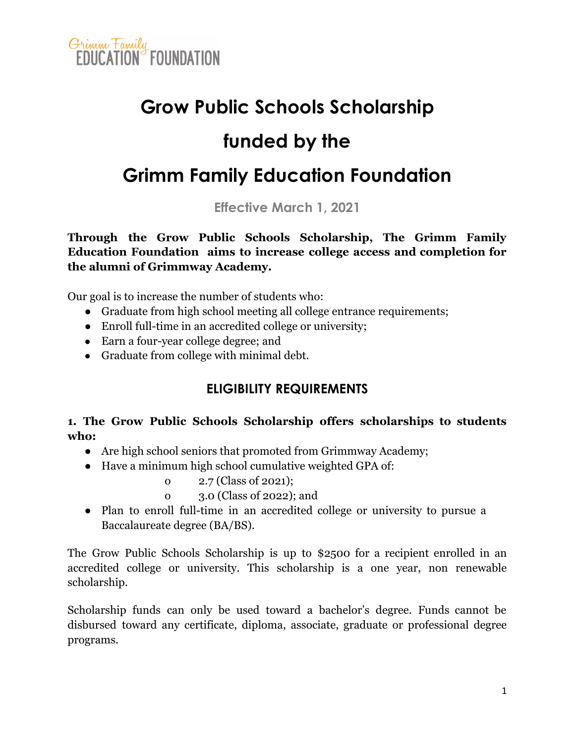Grimm Family
EDUCATION FOUNDATION

# Grow Public Schools Scholarship

# funded by the

# Grimm Family Education Foundation

**Effective March 1, 2021**

**Through the Grow Public Schools Scholarship, The Grimm Family Education Foundation aims to increase college access and completion for the alumni of Grimmway Academy.**

Our goal is to increase the number of students who:

- Graduate from high school meeting all college entrance requirements;
- Enroll full-time in an accredited college or university;
- Earn a four-year college degree; and
- Graduate from college with minimal debt.

## ELIGIBILITY REQUIREMENTS

**1. The Grow Public Schools Scholarship offers scholarships to students who:**

- Are high school seniors that promoted from Grimmway Academy;
- Have a minimum high school cumulative weighted GPA of:
  - o 2.7 (Class of 2021);
  - o 3.0 (Class of 2022); and
- Plan to enroll full-time in an accredited college or university to pursue a Baccalaureate degree (BA/BS).

The Grow Public Schools Scholarship is up to $2500 for a recipient enrolled in an accredited college or university. This scholarship is a one year, non renewable scholarship.

Scholarship funds can only be used toward a bachelor's degree. Funds cannot be disbursed toward any certificate, diploma, associate, graduate or professional degree programs.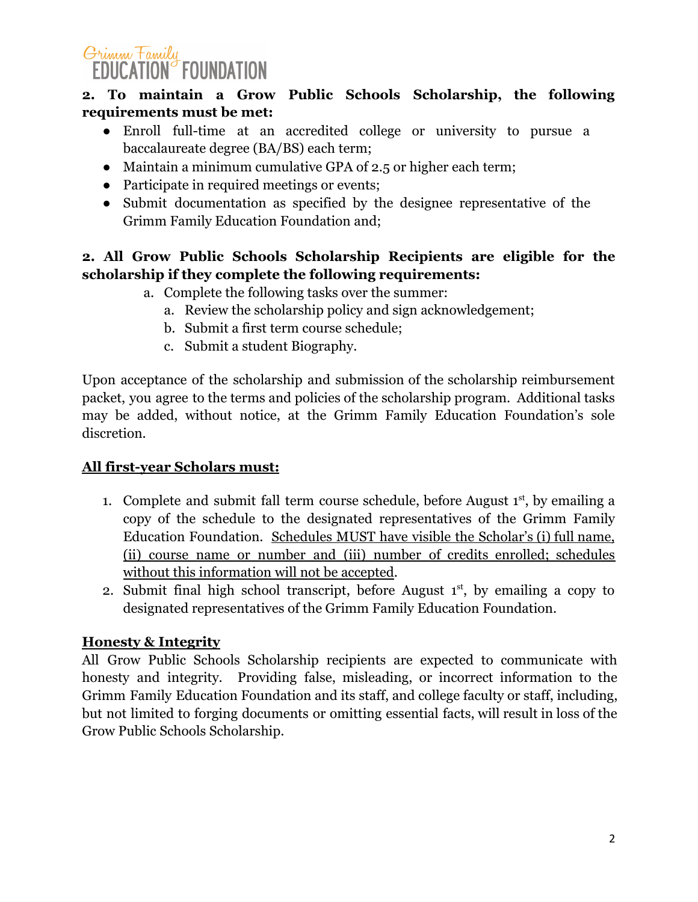**2. To maintain a Grow Public Schools Scholarship, the following requirements must be met:**

- Enroll full-time at an accredited college or university to pursue a baccalaureate degree (BA/BS) each term;
- Maintain a minimum cumulative GPA of 2.5 or higher each term;
- Participate in required meetings or events;
- Submit documentation as specified by the designee representative of the Grimm Family Education Foundation and;

**2. All Grow Public Schools Scholarship Recipients are eligible for the scholarship if they complete the following requirements:**

a. Complete the following tasks over the summer:
   a. Review the scholarship policy and sign acknowledgement;
   b. Submit a first term course schedule;
   c. Submit a student Biography.

Upon acceptance of the scholarship and submission of the scholarship reimbursement packet, you agree to the terms and policies of the scholarship program. Additional tasks may be added, without notice, at the Grimm Family Education Foundation's sole discretion.

**<u>All first-year Scholars must:</u>**

1. Complete and submit fall term course schedule, before August 1st, by emailing a copy of the schedule to the designated representatives of the Grimm Family Education Foundation. <u>Schedules MUST have visible the Scholar's (i) full name, (ii) course name or number and (iii) number of credits enrolled; schedules without this information will not be accepted</u>.
2. Submit final high school transcript, before August 1st, by emailing a copy to designated representatives of the Grimm Family Education Foundation.

**<u>Honesty & Integrity</u>**

All Grow Public Schools Scholarship recipients are expected to communicate with honesty and integrity. Providing false, misleading, or incorrect information to the Grimm Family Education Foundation and its staff, and college faculty or staff, including, but not limited to forging documents or omitting essential facts, will result in loss of the Grow Public Schools Scholarship.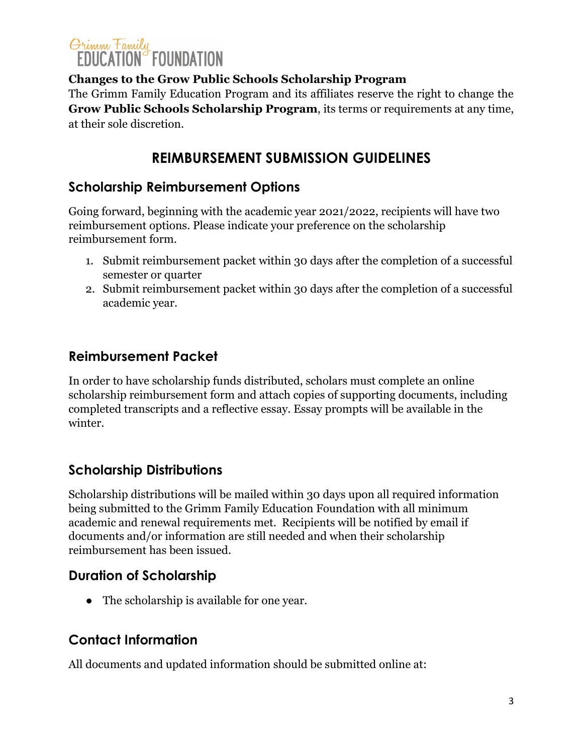**Changes to the Grow Public Schools Scholarship Program**

The Grimm Family Education Program and its affiliates reserve the right to change the **Grow Public Schools Scholarship Program**, its terms or requirements at any time, at their sole discretion.

# REIMBURSEMENT SUBMISSION GUIDELINES

## Scholarship Reimbursement Options

Going forward, beginning with the academic year 2021/2022, recipients will have two reimbursement options. Please indicate your preference on the scholarship reimbursement form.

1. Submit reimbursement packet within 30 days after the completion of a successful semester or quarter
2. Submit reimbursement packet within 30 days after the completion of a successful academic year.

## Reimbursement Packet

In order to have scholarship funds distributed, scholars must complete an online scholarship reimbursement form and attach copies of supporting documents, including completed transcripts and a reflective essay. Essay prompts will be available in the winter.

## Scholarship Distributions

Scholarship distributions will be mailed within 30 days upon all required information being submitted to the Grimm Family Education Foundation with all minimum academic and renewal requirements met. Recipients will be notified by email if documents and/or information are still needed and when their scholarship reimbursement has been issued.

## Duration of Scholarship

- The scholarship is available for one year.

## Contact Information

All documents and updated information should be submitted online at: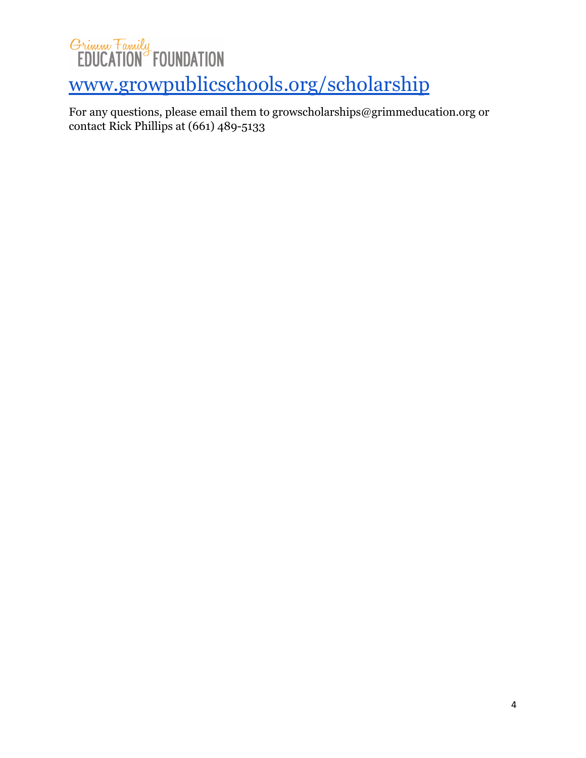Grimm Family EDUCATION FOUNDATION

www.growpublicschools.org/scholarship

For any questions, please email them to growscholarships@grimmeducation.org or contact Rick Phillips at (661) 489-5133